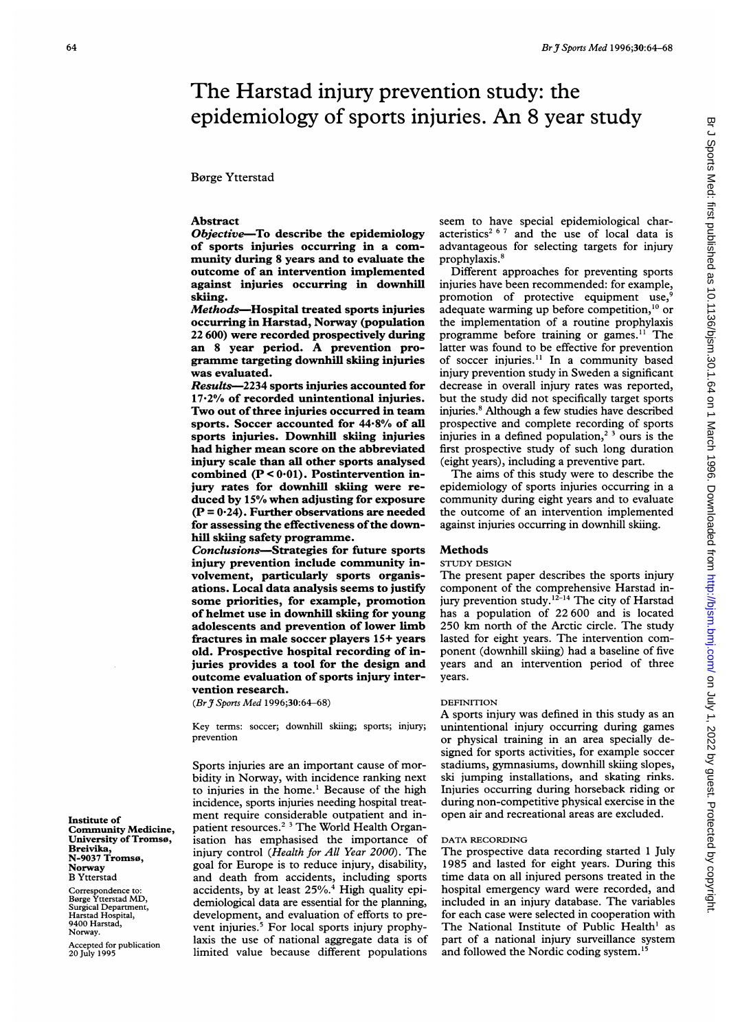# The Harstad injury prevention study: the epidemiology of sports injuries. An 8 year study

Børge Ytterstad

## Abstract

***Objective***—**To describe the epidemiology of sports injuries occurring in a community during 8 years and to evaluate the outcome of an intervention implemented against injuries occurring in downhill skiing.**

***Methods***—**Hospital treated sports injuries occurring in Harstad, Norway (population 22 600) were recorded prospectively during an 8 year period. A prevention programme targeting downhill skiing injuries was evaluated.**

***Results***—**2234 sports injuries accounted for 17·2% of recorded unintentional injuries. Two out of three injuries occurred in team sports. Soccer accounted for 44·8% of all sports injuries. Downhill skiing injuries had higher mean score on the abbreviated injury scale than all other sports analysed combined ($P < 0·01$). Postintervention injury rates for downhill skiing were reduced by 15% when adjusting for exposure ($P = 0·24$). Further observations are needed for assessing the effectiveness of the downhill skiing safety programme.**

***Conclusions***—**Strategies for future sports injury prevention include community involvement, particularly sports organisations. Local data analysis seems to justify some priorities, for example, promotion of helmet use in downhill skiing for young adolescents and prevention of lower limb fractures in male soccer players 15+ years old. Prospective hospital recording of injuries provides a tool for the design and outcome evaluation of sports injury intervention research.**

(*Br J Sports Med* 1996;30:64–68)

Key terms: soccer; downhill skiing; sports; injury; prevention

Sports injuries are an important cause of morbidity in Norway, with incidence ranking next to injuries in the home.[1] Because of the high incidence, sports injuries needing hospital treatment require considerable outpatient and inpatient resources.[2 3] The World Health Organisation has emphasised the importance of injury control (*Health for All Year 2000*). The goal for Europe is to reduce injury, disability, and death from accidents, including sports accidents, by at least 25%.[4] High quality epidemiological data are essential for the planning, development, and evaluation of efforts to prevent injuries.[5] For local sports injury prophylaxis the use of national aggregate data is of limited value because different populations seem to have special epidemiological characteristics[2 6 7] and the use of local data is advantageous for selecting targets for injury prophylaxis.[8]

Different approaches for preventing sports injuries have been recommended: for example, promotion of protective equipment use,[9] adequate warming up before competition,[10] or the implementation of a routine prophylaxis programme before training or games.[11] The latter was found to be effective for prevention of soccer injuries.[11] In a community based injury prevention study in Sweden a significant decrease in overall injury rates was reported, but the study did not specifically target sports injuries.[8] Although a few studies have described prospective and complete recording of sports injuries in a defined population,[2 3] ours is the first prospective study of such long duration (eight years), including a preventive part.

The aims of this study were to describe the epidemiology of sports injuries occurring in a community during eight years and to evaluate the outcome of an intervention implemented against injuries occurring in downhill skiing.

## Methods

### STUDY DESIGN

The present paper describes the sports injury component of the comprehensive Harstad injury prevention study.[12–14] The city of Harstad has a population of 22 600 and is located 250 km north of the Arctic circle. The study lasted for eight years. The intervention component (downhill skiing) had a baseline of five years and an intervention period of three years.

### DEFINITION

A sports injury was defined in this study as an unintentional injury occurring during games or physical training in an area specially designed for sports activities, for example soccer stadiums, gymnasiums, downhill skiing slopes, ski jumping installations, and skating rinks. Injuries occurring during horseback riding or during non-competitive physical exercise in the open air and recreational areas are excluded.

### DATA RECORDING

The prospective data recording started 1 July 1985 and lasted for eight years. During this time data on all injured persons treated in the hospital emergency ward were recorded, and included in an injury database. The variables for each case were selected in cooperation with The National Institute of Public Health[1] as part of a national injury surveillance system and followed the Nordic coding system.[15]

Institute of Community Medicine, University of Tromsø, Breivika, N-9037 Tromsø, Norway
B Ytterstad

Correspondence to: Børge Ytterstad MD, Surgical Department, Harstad Hospital, 9400 Harstad, Norway.

Accepted for publication 20 July 1995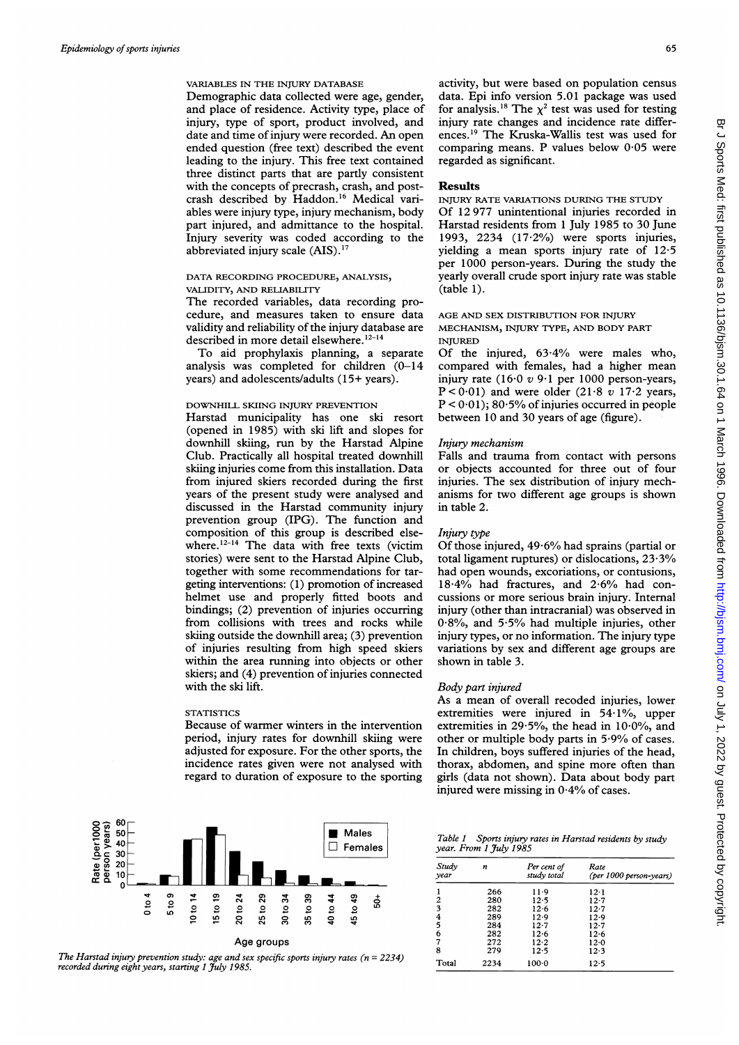### VARIABLES IN THE INJURY DATABASE

Demographic data collected were age, gender, and place of residence. Activity type, place of injury, type of sport, product involved, and date and time of injury were recorded. An open ended question (free text) described the event leading to the injury. This free text contained three distinct parts that are partly consistent with the concepts of precrash, crash, and postcrash described by Haddon.[16] Medical variables were injury type, injury mechanism, body part injured, and admittance to the hospital. Injury severity was coded according to the abbreviated injury scale (AIS).[17]

### DATA RECORDING PROCEDURE, ANALYSIS, VALIDITY, AND RELIABILITY

The recorded variables, data recording procedure, and measures taken to ensure data validity and reliability of the injury database are described in more detail elsewhere.[12–14]

To aid prophylaxis planning, a separate analysis was completed for children (0–14 years) and adolescents/adults (15+ years).

### DOWNHILL SKIING INJURY PREVENTION

Harstad municipality has one ski resort (opened in 1985) with ski lift and slopes for downhill skiing, run by the Harstad Alpine Club. Practically all hospital treated downhill skiing injuries come from this installation. Data from injured skiers recorded during the first years of the present study were analysed and discussed in the Harstad community injury prevention group (IPG). The function and composition of this group is described elsewhere.[12–14] The data with free texts (victim stories) were sent to the Harstad Alpine Club, together with some recommendations for targeting interventions: (1) promotion of increased helmet use and properly fitted boots and bindings; (2) prevention of injuries occurring from collisions with trees and rocks while skiing outside the downhill area; (3) prevention of injuries resulting from high speed skiers within the area running into objects or other skiers; and (4) prevention of injuries connected with the ski lift.

### STATISTICS

Because of warmer winters in the intervention period, injury rates for downhill skiing were adjusted for exposure. For the other sports, the incidence rates given were not analysed with regard to duration of exposure to the sporting activity, but were based on population census data. Epi info version 5.01 package was used for analysis.[18] The $\chi^2$ test was used for testing injury rate changes and incidence rate differences.[19] The Kruska-Wallis test was used for comparing means. P values below 0·05 were regarded as significant.

The Harstad injury prevention study: age and sex specific sports injury rates (n = 2234) recorded during eight years, starting 1 July 1985.

## Results

### INJURY RATE VARIATIONS DURING THE STUDY

Of 12 977 unintentional injuries recorded in Harstad residents from 1 July 1985 to 30 June 1993, 2234 (17·2%) were sports injuries, yielding a mean sports injury rate of 12·5 per 1000 person-years. During the study the yearly overall crude sport injury rate was stable (table 1).

### AGE AND SEX DISTRIBUTION FOR INJURY MECHANISM, INJURY TYPE, AND BODY PART INJURED

Of the injured, 63·4% were males who, compared with females, had a higher mean injury rate (16·0 *v* 9·1 per 1000 person-years, $P < 0{\cdot}01$) and were older (21·8 *v* 17·2 years, $P < 0{\cdot}01$); 80·5% of injuries occurred in people between 10 and 30 years of age (figure).

#### *Injury mechanism*

Falls and trauma from contact with persons or objects accounted for three out of four injuries. The sex distribution of injury mechanisms for two different age groups is shown in table 2.

#### *Injury type*

Of those injured, 49·6% had sprains (partial or total ligament ruptures) or dislocations, 23·3% had open wounds, excoriations, or contusions, 18·4% had fractures, and 2·6% had concussions or more serious brain injury. Internal injury (other than intracranial) was observed in 0·8%, and 5·5% had multiple injuries, other injury types, or no information. The injury type variations by sex and different age groups are shown in table 3.

#### *Body part injured*

As a mean of overall recoded injuries, lower extremities were injured in 54·1%, upper extremities in 29·5%, the head in 10·0%, and other or multiple body parts in 5·9% of cases. In children, boys suffered injuries of the head, thorax, abdomen, and spine more often than girls (data not shown). Data about body part injured were missing in 0·4% of cases.

*Table 1 Sports injury rates in Harstad residents by study year. From 1 July 1985*

| Study year | n | Per cent of study total | Rate (per 1000 person-years) |
|---|---|---|---|
| 1 | 266 | 11·9 | 12·1 |
| 2 | 280 | 12·5 | 12·7 |
| 3 | 282 | 12·6 | 12·7 |
| 4 | 289 | 12·9 | 12·9 |
| 5 | 284 | 12·7 | 12·7 |
| 6 | 282 | 12·6 | 12·6 |
| 7 | 272 | 12·2 | 12·0 |
| 8 | 279 | 12·5 | 12·3 |
| Total | 2234 | 100·0 | 12·5 |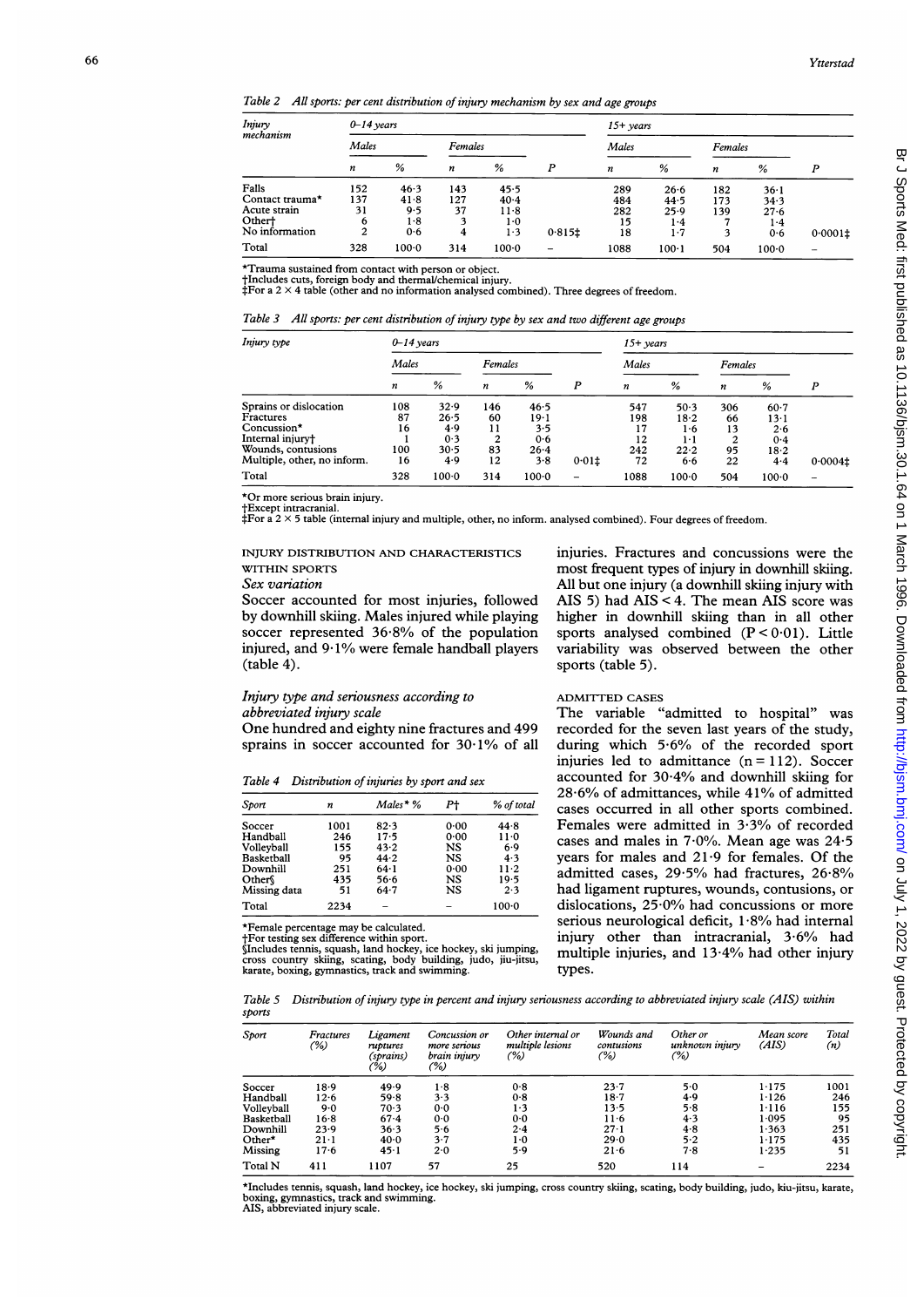Table 2 All sports: per cent distribution of injury mechanism by sex and age groups

| Injury mechanism | 0–14 years | | | | | 15+ years | | | | |
|---|---|---|---|---|---|---|---|---|---|---|
| | Males | | Females | | | Males | | Females | | |
| | n | % | n | % | P | n | % | n | % | P |
| Falls | 152 | 46·3 | 143 | 45·5 | | 289 | 26·6 | 182 | 36·1 | |
| Contact trauma* | 137 | 41·8 | 127 | 40·4 | | 484 | 44·5 | 173 | 34·3 | |
| Acute strain | 31 | 9·5 | 37 | 11·8 | | 282 | 25·9 | 139 | 27·6 | |
| Other† | 6 | 1·8 | 3 | 1·0 | | 15 | 1·4 | 7 | 1·4 | |
| No information | 2 | 0·6 | 4 | 1·3 | 0·815‡ | 18 | 1·7 | 3 | 0·6 | 0·0001‡ |
| Total | 328 | 100·0 | 314 | 100·0 | – | 1088 | 100·1 | 504 | 100·0 | – |

*Trauma sustained from contact with person or object.
†Includes cuts, foreign body and thermal/chemical injury.
‡For a 2 × 4 table (other and no information analysed combined). Three degrees of freedom.

Table 3 All sports: per cent distribution of injury type by sex and two different age groups

| Injury type | 0–14 years | | | | | 15+ years | | | | |
|---|---|---|---|---|---|---|---|---|---|---|
| | Males | | Females | | | Males | | Females | | |
| | n | % | n | % | P | n | % | n | % | P |
| Sprains or dislocation | 108 | 32·9 | 146 | 46·5 | | 547 | 50·3 | 306 | 60·7 | |
| Fractures | 87 | 26·5 | 60 | 19·1 | | 198 | 18·2 | 66 | 13·1 | |
| Concussion* | 16 | 4·9 | 11 | 3·5 | | 17 | 1·6 | 13 | 2·6 | |
| Internal injury† | 1 | 0·3 | 2 | 0·6 | | 12 | 1·1 | 2 | 0·4 | |
| Wounds, contusions | 100 | 30·5 | 83 | 26·4 | | 242 | 22·2 | 95 | 18·2 | |
| Multiple, other, no inform. | 16 | 4·9 | 12 | 3·8 | 0·01‡ | 72 | 6·6 | 22 | 4·4 | 0·0004‡ |
| Total | 328 | 100·0 | 314 | 100·0 | – | 1088 | 100·0 | 504 | 100·0 | – |

*Or more serious brain injury.
†Except intracranial.
‡For a 2 × 5 table (internal injury and multiple, other, no inform. analysed combined). Four degrees of freedom.

## INJURY DISTRIBUTION AND CHARACTERISTICS WITHIN SPORTS

### *Sex variation*

Soccer accounted for most injuries, followed by downhill skiing. Males injured while playing soccer represented 36·8% of the population injured, and 9·1% were female handball players (table 4).

### *Injury type and seriousness according to abbreviated injury scale*

One hundred and eighty nine fractures and 499 sprains in soccer accounted for 30·1% of all injuries. Fractures and concussions were the most frequent types of injury in downhill skiing. All but one injury (a downhill skiing injury with AIS 5) had AIS < 4. The mean AIS score was higher in downhill skiing than in all other sports analysed combined ($P < 0·01$). Little variability was observed between the other sports (table 5).

Table 4 Distribution of injuries by sport and sex

| Sport | n | Males* % | P† | % of total |
|---|---|---|---|---|
| Soccer | 1001 | 82·3 | 0·00 | 44·8 |
| Handball | 246 | 17·5 | 0·00 | 11·0 |
| Volleyball | 155 | 43·2 | NS | 6·9 |
| Basketball | 95 | 44·2 | NS | 4·3 |
| Downhill | 251 | 64·1 | 0·00 | 11·2 |
| Other§ | 435 | 56·6 | NS | 19·5 |
| Missing data | 51 | 64·7 | NS | 2·3 |
| Total | 2234 | – | – | 100·0 |

*Female percentage may be calculated.
†For testing sex difference within sport.
§Includes tennis, squash, land hockey, ice hockey, ski jumping, cross country skiing, scating, body building, judo, jiu-jitsu, karate, boxing, gymnastics, track and swimming.

## ADMITTED CASES

The variable "admitted to hospital" was recorded for the seven last years of the study, during which 5·6% of the recorded sport injuries led to admittance ($n = 112$). Soccer accounted for 30·4% and downhill skiing for 28·6% of admittances, while 41% of admitted cases occurred in all other sports combined. Females were admitted in 3·3% of recorded cases and males in 7·0%. Mean age was 24·5 years for males and 21·9 for females. Of the admitted cases, 29·5% had fractures, 26·8% had ligament ruptures, wounds, contusions, or dislocations, 25·0% had concussions or more serious neurological deficit, 1·8% had internal injury other than intracranial, 3·6% had multiple injuries, and 13·4% had other injury types.

Table 5 Distribution of injury type in percent and injury seriousness according to abbreviated injury scale (AIS) within sports

| Sport | Fractures (%) | Ligament ruptures (sprains) (%) | Concussion or more serious brain injury (%) | Other internal or multiple lesions (%) | Wounds and contusions (%) | Other or unknown injury (%) | Mean score (AIS) | Total (n) |
|---|---|---|---|---|---|---|---|---|
| Soccer | 18·9 | 49·9 | 1·8 | 0·8 | 23·7 | 5·0 | 1·175 | 1001 |
| Handball | 12·6 | 59·8 | 3·3 | 0·8 | 18·7 | 4·9 | 1·126 | 246 |
| Volleyball | 9·0 | 70·3 | 0·0 | 1·3 | 13·5 | 5·8 | 1·116 | 155 |
| Basketball | 16·8 | 67·4 | 0·0 | 0·0 | 11·6 | 4·3 | 1·095 | 95 |
| Downhill | 23·9 | 36·3 | 5·6 | 2·4 | 27·1 | 4·8 | 1·363 | 251 |
| Other* | 21·1 | 40·0 | 3·7 | 1·0 | 29·0 | 5·2 | 1·175 | 435 |
| Missing | 17·6 | 45·1 | 2·0 | 5·9 | 21·6 | 7·8 | 1·235 | 51 |
| Total N | 411 | 1107 | 57 | 25 | 520 | 114 | – | 2234 |

*Includes tennis, squash, land hockey, ice hockey, ski jumping, cross country skiing, scating, body building, judo, kiu-jitsu, karate, boxing, gymnastics, track and swimming.
AIS, abbreviated injury scale.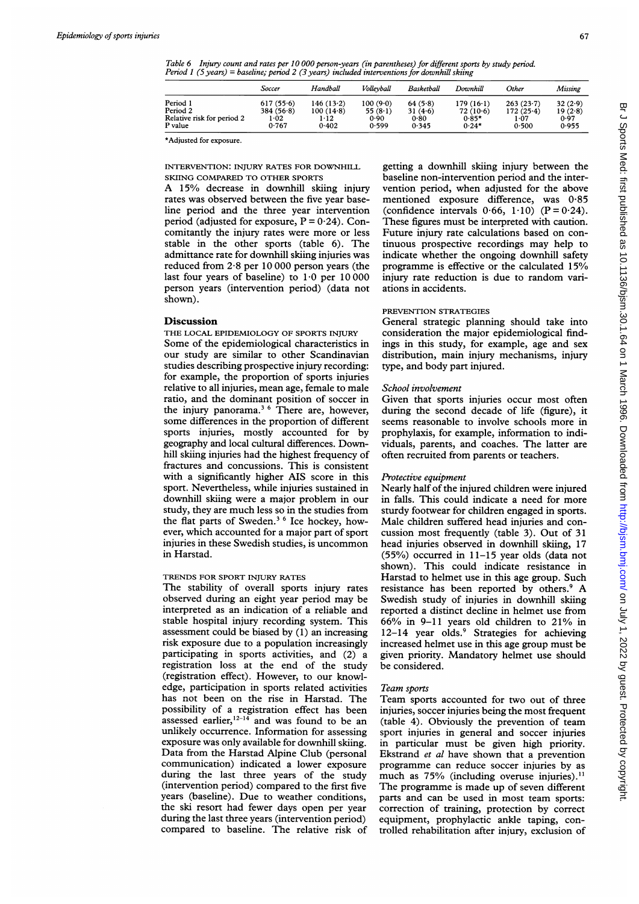*Table 6 Injury count and rates per 10 000 person-years (in parentheses) for different sports by study period. Period 1 (5 years) = baseline; period 2 (3 years) included interventions for downhill skiing*

| | Soccer | Handball | Volleyball | Basketball | Downhill | Other | Missing |
|---|---|---|---|---|---|---|---|
| Period 1 | 617 (55·6) | 146 (13·2) | 100 (9·0) | 64 (5·8) | 179 (16·1) | 263 (23·7) | 32 (2·9) |
| Period 2 | 384 (56·8) | 100 (14·8) | 55 (8·1) | 31 (4·6) | 72 (10·6) | 172 (25·4) | 19 (2·8) |
| Relative risk for period 2 | 1·02 | 1·12 | 0·90 | 0·80 | 0·85* | 1·07 | 0·97 |
| P value | 0·767 | 0·402 | 0·599 | 0·345 | 0·24* | 0·500 | 0·955 |

*Adjusted for exposure.

INTERVENTION: INJURY RATES FOR DOWNHILL SKIING COMPARED TO OTHER SPORTS

A 15% decrease in downhill skiing injury rates was observed between the five year baseline period and the three year intervention period (adjusted for exposure, P = 0·24). Concomitantly the injury rates were more or less stable in the other sports (table 6). The admittance rate for downhill skiing injuries was reduced from 2·8 per 10 000 person years (the last four years of baseline) to 1·0 per 10 000 person years (intervention period) (data not shown).

## Discussion

THE LOCAL EPIDEMIOLOGY OF SPORTS INJURY

Some of the epidemiological characteristics in our study are similar to other Scandinavian studies describing prospective injury recording: for example, the proportion of sports injuries relative to all injuries, mean age, female to male ratio, and the dominant position of soccer in the injury panorama.[3 6] There are, however, some differences in the proportion of different sports injuries, mostly accounted for by geography and local cultural differences. Downhill skiing injuries had the highest frequency of fractures and concussions. This is consistent with a significantly higher AIS score in this sport. Nevertheless, while injuries sustained in downhill skiing were a major problem in our study, they are much less so in the studies from the flat parts of Sweden.[3 6] Ice hockey, however, which accounted for a major part of sport injuries in these Swedish studies, is uncommon in Harstad.

TRENDS FOR SPORT INJURY RATES

The stability of overall sports injury rates observed during an eight year period may be interpreted as an indication of a reliable and stable hospital injury recording system. This assessment could be biased by (1) an increasing risk exposure due to a population increasingly participating in sports activities, and (2) a registration loss at the end of the study (registration effect). However, to our knowledge, participation in sports related activities has not been on the rise in Harstad. The possibility of a registration effect has been assessed earlier,[12–14] and was found to be an unlikely occurrence. Information for assessing exposure was only available for downhill skiing. Data from the Harstad Alpine Club (personal communication) indicated a lower exposure during the last three years of the study (intervention period) compared to the first five years (baseline). Due to weather conditions, the ski resort had fewer days open per year during the last three years (intervention period) compared to baseline. The relative risk of getting a downhill skiing injury between the baseline non-intervention period and the intervention period, when adjusted for the above mentioned exposure difference, was 0·85 (confidence intervals 0·66, 1·10) (P = 0·24). These figures must be interpreted with caution. Future injury rate calculations based on continuous prospective recordings may help to indicate whether the ongoing downhill safety programme is effective or the calculated 15% injury rate reduction is due to random variations in accidents.

PREVENTION STRATEGIES

General strategic planning should take into consideration the major epidemiological findings in this study, for example, age and sex distribution, main injury mechanisms, injury type, and body part injured.

*School involvement*

Given that sports injuries occur most often during the second decade of life (figure), it seems reasonable to involve schools more in prophylaxis, for example, information to individuals, parents, and coaches. The latter are often recruited from parents or teachers.

*Protective equipment*

Nearly half of the injured children were injured in falls. This could indicate a need for more sturdy footwear for children engaged in sports. Male children suffered head injuries and concussion most frequently (table 3). Out of 31 head injuries observed in downhill skiing, 17 (55%) occurred in 11–15 year olds (data not shown). This could indicate resistance in Harstad to helmet use in this age group. Such resistance has been reported by others.[9] A Swedish study of injuries in downhill skiing reported a distinct decline in helmet use from 66% in 9–11 years old children to 21% in 12–14 year olds.[9] Strategies for achieving increased helmet use in this age group must be given priority. Mandatory helmet use should be considered.

*Team sports*

Team sports accounted for two out of three injuries, soccer injuries being the most frequent (table 4). Obviously the prevention of team sport injuries in general and soccer injuries in particular must be given high priority. Ekstrand *et al* have shown that a prevention programme can reduce soccer injuries by as much as 75% (including overuse injuries).[11] The programme is made up of seven different parts and can be used in most team sports: correction of training, protection by correct equipment, prophylactic ankle taping, controlled rehabilitation after injury, exclusion of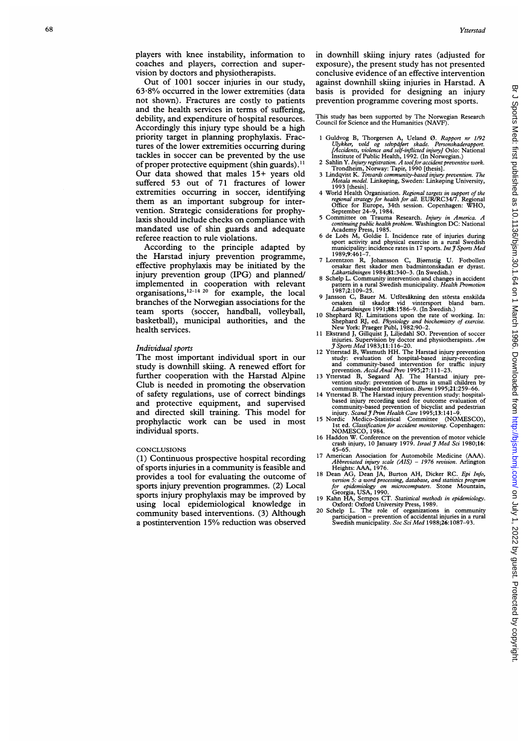players with knee instability, information to coaches and players, correction and supervision by doctors and physiotherapists.

Out of 1001 soccer injuries in our study, 63·8% occurred in the lower extremities (data not shown). Fractures are costly to patients and the health services in terms of suffering, debility, and expenditure of hospital resources. Accordingly this injury type should be a high priority target in planning prophylaxis. Fractures of the lower extremities occurring during tackles in soccer can be prevented by the use of proper protective equipment (shin guards).[11] Our data showed that males 15+ years old suffered 53 out of 71 fractures of lower extremities occurring in soccer, identifying them as an important subgroup for intervention. Strategic considerations for prophylaxis should include checks on compliance with mandated use of shin guards and adequate referee reaction to rule violations.

According to the principle adapted by the Harstad injury prevention programme, effective prophylaxis may be initiated by the injury prevention group (IPG) and planned/implemented in cooperation with relevant organisations,[12-14 20] for example, the local branches of the Norwegian associations for the team sports (soccer, handball, volleyball, basketball), municipal authorities, and the health services.

### *Individual sports*

The most important individual sport in our study is downhill skiing. A renewed effort for further cooperation with the Harstad Alpine Club is needed in promoting the observation of safety regulations, use of correct bindings and protective equipment, and supervised and directed skill training. This model for prophylactic work can be used in most individual sports.

## CONCLUSIONS

(1) Continuous prospective hospital recording of sports injuries in a community is feasible and provides a tool for evaluating the outcome of sports injury prevention programmes. (2) Local sports injury prophylaxis may be improved by using local epidemiological knowledge in community based interventions. (3) Although a postintervention 15% reduction was observed in downhill skiing injury rates (adjusted for exposure), the present study has not presented conclusive evidence of an effective intervention against downhill skiing injuries in Harstad. A basis is provided for designing an injury prevention programme covering most sports.

This study has been supported by The Norwegian Research Council for Science and the Humanities (NAVF).

1 Guldvog B, Thorgersen A, Ueland Ø. *Rapport nr 1/92 Ulykker, vold og selvpåført skade. Personskaderapport. [Accidents, violence and self-inflicted injury]* Oslo: National Institute of Public Health, 1992. (In Norwegian.)
2 Sahlin Y. *Injury registration. A tool for accident preventive work.* Trondheim, Norway: Tapir, 1990 [thesis].
3 Lindqvist K. *Towards community-based injury prevention. The Motala model.* Linkøping, Sweden: Linkøping University, 1993 [thesis].
4 World Health Organisation. *Regional targets in support of the regional strategy for health for all.* EUR/RC34/7. Regional Office for Europe, 34th session. Copenhagen: WHO, September 24–9, 1984.
5 Committee on Trauma Research. *Injury in America. A continuing public health problem.* Washington DC: National Academy Press, 1985.
6 de Loës M, Goldie I. Incidence rate of injuries during sport activity and physical exercise in a rural Swedish municipality: incidence rates in 17 sports. *Int J Sports Med* 1989;**9**:461–7.
7 Lorentzon R, Johansson C, Bjørnstig U. Fotbollen orsakar flest skador men badmintonskadan er dyrast. *Läkartidningen* 1984;**81**:340–3. (In Swedish.)
8 Schelp L. Community intervention and changes in accident pattern in a rural Swedish municipality. *Health Promotion* 1987;**2**:109–25.
9 Jansson C, Bauer M. Utförsåkning den största enskilda orsaken til skador vid vintersport bland barn. *Läkartidningen* 1991;**88**:1586–9. (In Swedish.)
10 Shephard RJ. Limitations upon the rate of working. In: Shephard RJ, ed. *Physiology and biochemistry of exercise.* New York: Praeger Publ, 1982:90–2.
11 Ekstrand J, Gillquist J, Liljedahl SO. Prevention of soccer injuries. Supervision by doctor and physiotherapists. *Am J Sports Med* 1983;**11**:116–20.
12 Ytterstad B, Wasmuth HH. The Harstad injury prevention study: evaluation of hospital-based injury-recording and community-based intervention for traffic injury prevention. *Accid Anal Prev* 1995;**27**:111–23.
13 Ytterstad B, Søgaard AJ. The Harstad injury prevention study: prevention of burns in small children by community-based intervention. *Burns* 1995;**21**:259–66.
14 Ytterstad B. The Harstad injury prevention study: hospital-based injury recording used for outcome evaluation of community-based prevention of bicyclist and pedestrian injury. *Scand J Prim Health Care* 1995;**13**:141–9.
15 Nordic Medico-Statistical Committee (NOMESCO), 1st ed. *Classification for accident monitoring.* Copenhagen: NOMESCO, 1984.
16 Haddon W. Conference on the prevention of motor vehicle crash injury, 10 January 1979. *Israel J Med Sci* 1980;**16**:45–65.
17 American Association for Automobile Medicine (AAA). *Abbreviated injury scale (AIS) – 1976 revision.* Arlington Heights: AAA, 1976.
18 Dean AG, Dean JA, Burton AH, Dicker RC. *Epi Info, version 5: a word processing, database, and statistics program for epidemiology on microcomputers.* Stone Mountain, Georgia, USA, 1990.
19 Kahn HA, Sempos CT. *Statistical methods in epidemiology.* Oxford: Oxford University Press, 1989.
20 Schelp L. The role of organizations in community participation – prevention of accidental injuries in a rural Swedish municipality. *Soc Sci Med* 1988;**26**:1087–93.